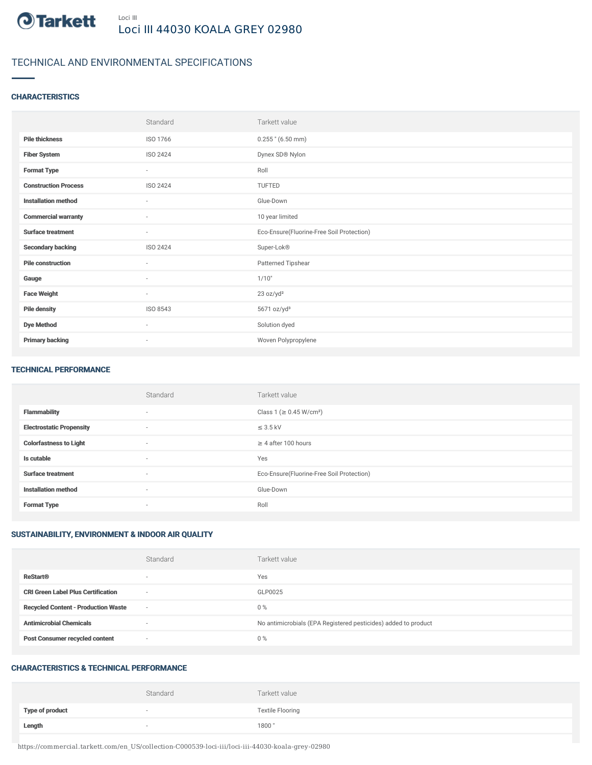Tarkett

Loci III

# Loci III 44030 KOALA GREY 02980

## TECHNICAL AND ENVIRONMENTAL SPECIFICATIONS

### CHARACTERISTICS

| | Standard | Tarkett value |
|---|---|---|
| **Pile thickness** | ISO 1766 | 0.255 " (6.50 mm) |
| **Fiber System** | ISO 2424 | Dynex SD® Nylon |
| **Format Type** | - | Roll |
| **Construction Process** | ISO 2424 | TUFTED |
| **Installation method** | - | Glue-Down |
| **Commercial warranty** | - | 10 year limited |
| **Surface treatment** | - | Eco-Ensure(Fluorine-Free Soil Protection) |
| **Secondary backing** | ISO 2424 | Super-Lok® |
| **Pile construction** | - | Patterned Tipshear |
| **Gauge** | - | 1/10" |
| **Face Weight** | - | 23 oz/yd² |
| **Pile density** | ISO 8543 | 5671 oz/yd³ |
| **Dye Method** | - | Solution dyed |
| **Primary backing** | - | Woven Polypropylene |

### TECHNICAL PERFORMANCE

| | Standard | Tarkett value |
|---|---|---|
| **Flammability** | - | Class 1 (≥ 0.45 W/cm²) |
| **Electrostatic Propensity** | - | ≤ 3.5 kV |
| **Colorfastness to Light** | - | ≥ 4 after 100 hours |
| **Is cutable** | - | Yes |
| **Surface treatment** | - | Eco-Ensure(Fluorine-Free Soil Protection) |
| **Installation method** | - | Glue-Down |
| **Format Type** | - | Roll |

### SUSTAINABILITY, ENVIRONMENT & INDOOR AIR QUALITY

| | Standard | Tarkett value |
|---|---|---|
| **ReStart®** | - | Yes |
| **CRI Green Label Plus Certification** | - | GLP0025 |
| **Recycled Content - Production Waste** | - | 0 % |
| **Antimicrobial Chemicals** | - | No antimicrobials (EPA Registered pesticides) added to product |
| **Post Consumer recycled content** | - | 0 % |

### CHARACTERISTICS & TECHNICAL PERFORMANCE

| | Standard | Tarkett value |
|---|---|---|
| **Type of product** | - | Textile Flooring |
| **Length** | - | 1800 " |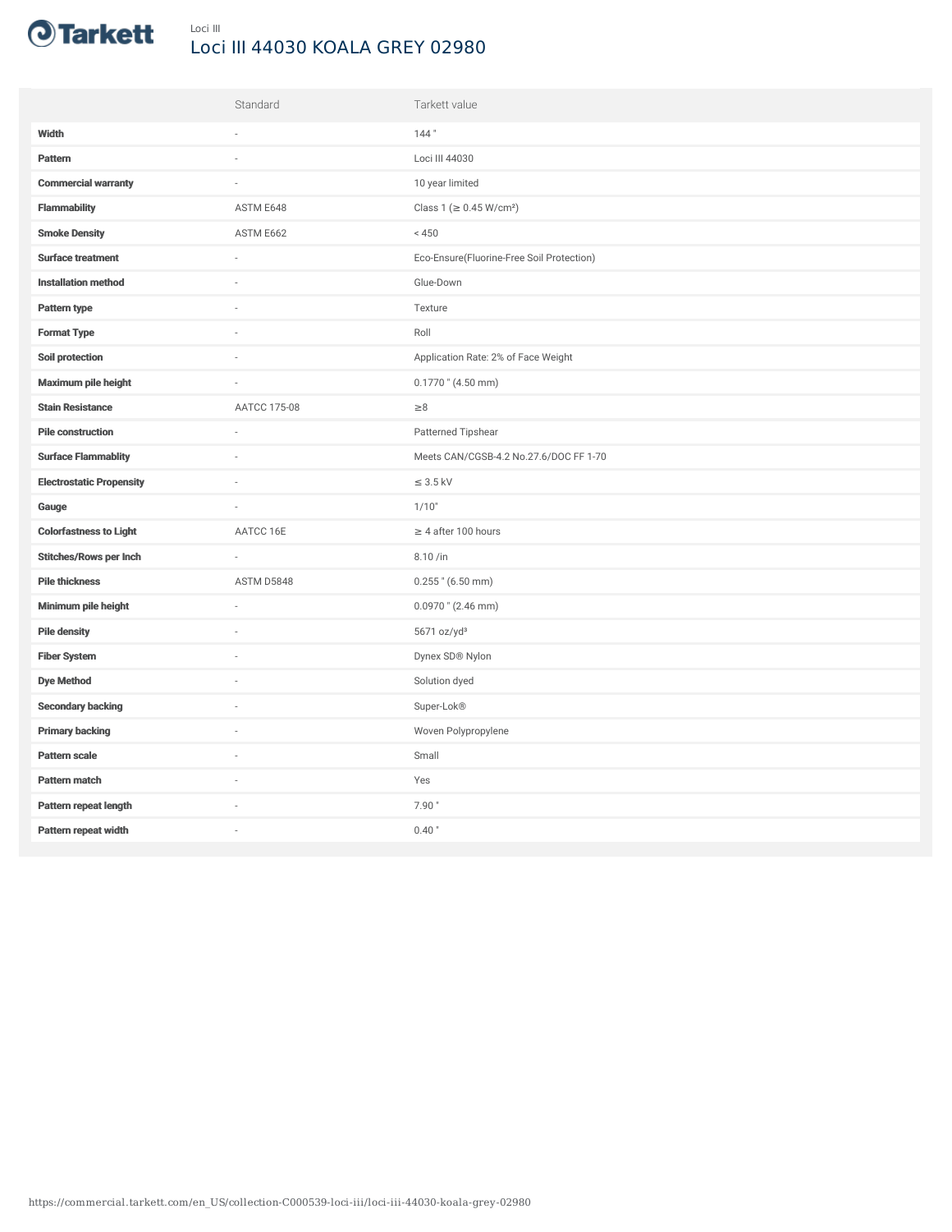Loci III

# Loci III 44030 KOALA GREY 02980

| | Standard | Tarkett value |
|---|---|---|
| **Width** | - | 144 " |
| **Pattern** | - | Loci III 44030 |
| **Commercial warranty** | - | 10 year limited |
| **Flammability** | ASTM E648 | Class 1 (≥ 0.45 W/cm²) |
| **Smoke Density** | ASTM E662 | < 450 |
| **Surface treatment** | - | Eco-Ensure(Fluorine-Free Soil Protection) |
| **Installation method** | - | Glue-Down |
| **Pattern type** | - | Texture |
| **Format Type** | - | Roll |
| **Soil protection** | - | Application Rate: 2% of Face Weight |
| **Maximum pile height** | - | 0.1770 " (4.50 mm) |
| **Stain Resistance** | AATCC 175-08 | ≥8 |
| **Pile construction** | - | Patterned Tipshear |
| **Surface Flammablity** | - | Meets CAN/CGSB-4.2 No.27.6/DOC FF 1-70 |
| **Electrostatic Propensity** | - | ≤ 3.5 kV |
| **Gauge** | - | 1/10" |
| **Colorfastness to Light** | AATCC 16E | ≥ 4 after 100 hours |
| **Stitches/Rows per Inch** | - | 8.10 /in |
| **Pile thickness** | ASTM D5848 | 0.255 " (6.50 mm) |
| **Minimum pile height** | - | 0.0970 " (2.46 mm) |
| **Pile density** | - | 5671 oz/yd³ |
| **Fiber System** | - | Dynex SD® Nylon |
| **Dye Method** | - | Solution dyed |
| **Secondary backing** | - | Super-Lok® |
| **Primary backing** | - | Woven Polypropylene |
| **Pattern scale** | - | Small |
| **Pattern match** | - | Yes |
| **Pattern repeat length** | - | 7.90 " |
| **Pattern repeat width** | - | 0.40 " |

https://commercial.tarkett.com/en_US/collection-C000539-loci-iii/loci-iii-44030-koala-grey-02980